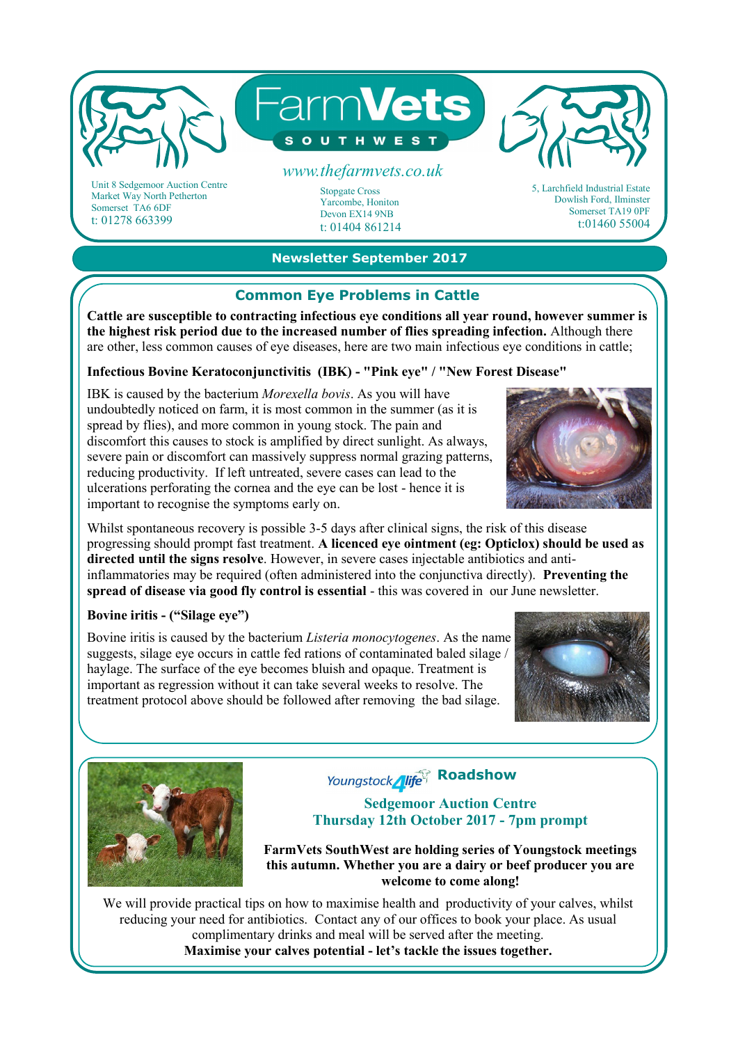# FarmVets SOUTHWEST

www.thefarmvets.co.uk

Unit 8 Sedgemoor Auction Centre
Market Way North Petherton
Somerset TA6 6DF
t: 01278 663399

Stopgate Cross
Yarcombe, Honiton
Devon EX14 9NB
t: 01404 861214

5, Larchfield Industrial Estate
Dowlish Ford, Ilminster
Somerset TA19 0PF
t:01460 55004

**Newsletter September 2017**

## Common Eye Problems in Cattle

**Cattle are susceptible to contracting infectious eye conditions all year round, however summer is the highest risk period due to the increased number of flies spreading infection.** Although there are other, less common causes of eye diseases, here are two main infectious eye conditions in cattle;

### Infectious Bovine Keratoconjunctivitis (IBK) - "Pink eye" / "New Forest Disease"

IBK is caused by the bacterium *Morexella bovis*. As you will have undoubtedly noticed on farm, it is most common in the summer (as it is spread by flies), and more common in young stock. The pain and discomfort this causes to stock is amplified by direct sunlight. As always, severe pain or discomfort can massively suppress normal grazing patterns, reducing productivity. If left untreated, severe cases can lead to the ulcerations perforating the cornea and the eye can be lost - hence it is important to recognise the symptoms early on.

Whilst spontaneous recovery is possible 3-5 days after clinical signs, the risk of this disease progressing should prompt fast treatment. **A licenced eye ointment (eg: Opticlox) should be used as directed until the signs resolve**. However, in severe cases injectable antibiotics and anti-inflammatories may be required (often administered into the conjunctiva directly). **Preventing the spread of disease via good fly control is essential** - this was covered in our June newsletter.

### Bovine iritis - ("Silage eye")

Bovine iritis is caused by the bacterium *Listeria monocytogenes*. As the name suggests, silage eye occurs in cattle fed rations of contaminated baled silage / haylage. The surface of the eye becomes bluish and opaque. Treatment is important as regression without it can take several weeks to resolve. The treatment protocol above should be followed after removing the bad silage.

## Youngstock4life Roadshow

**Sedgemoor Auction Centre**
**Thursday 12th October 2017 - 7pm prompt**

**FarmVets SouthWest are holding series of Youngstock meetings this autumn. Whether you are a dairy or beef producer you are welcome to come along!**

We will provide practical tips on how to maximise health and productivity of your calves, whilst reducing your need for antibiotics. Contact any of our offices to book your place. As usual complimentary drinks and meal will be served after the meeting.

**Maximise your calves potential - let's tackle the issues together.**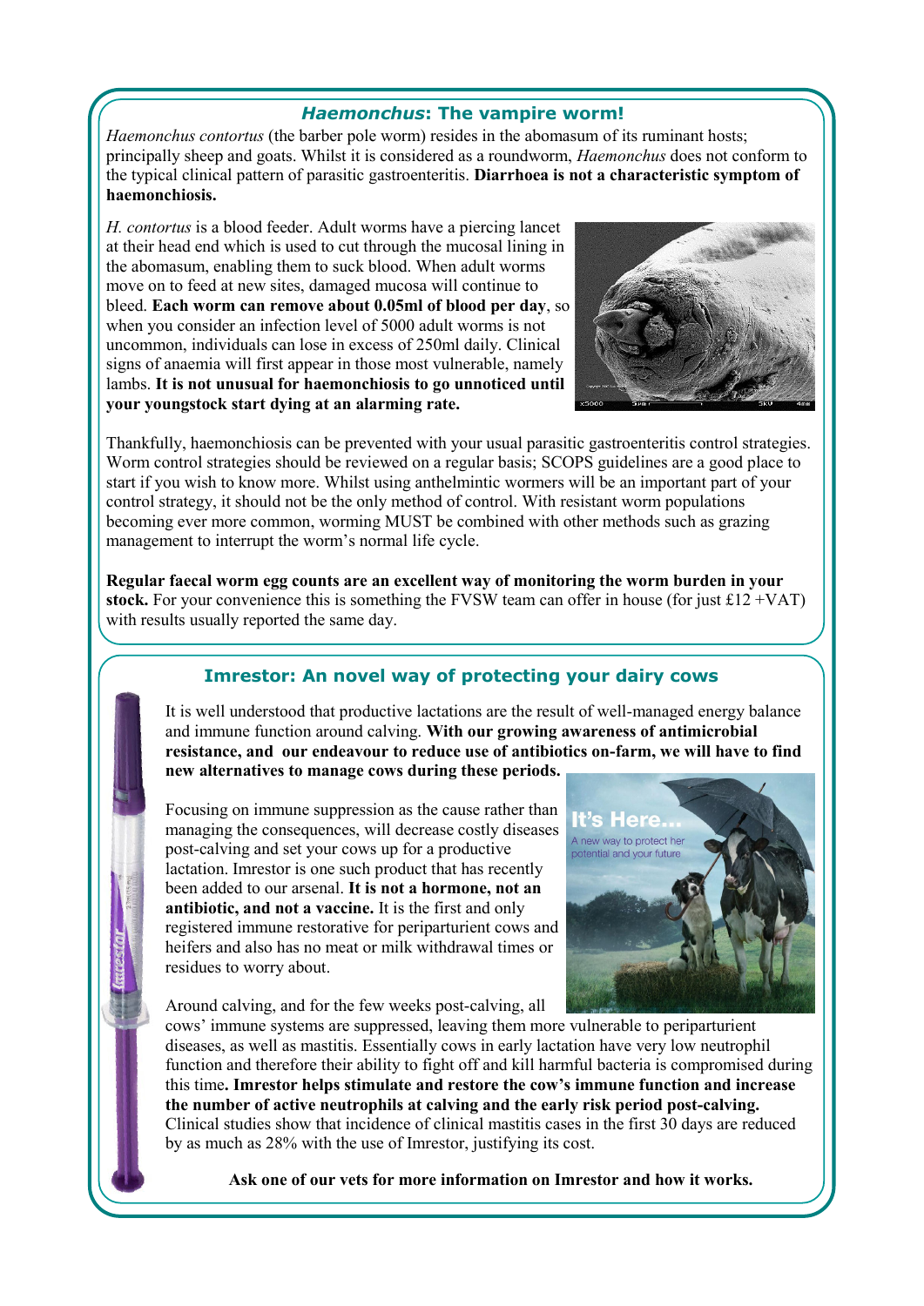## *Haemonchus*: The vampire worm!

*Haemonchus contortus* (the barber pole worm) resides in the abomasum of its ruminant hosts; principally sheep and goats. Whilst it is considered as a roundworm, *Haemonchus* does not conform to the typical clinical pattern of parasitic gastroenteritis. **Diarrhoea is not a characteristic symptom of haemonchiosis.**

*H. contortus* is a blood feeder. Adult worms have a piercing lancet at their head end which is used to cut through the mucosal lining in the abomasum, enabling them to suck blood. When adult worms move on to feed at new sites, damaged mucosa will continue to bleed. **Each worm can remove about 0.05ml of blood per day**, so when you consider an infection level of 5000 adult worms is not uncommon, individuals can lose in excess of 250ml daily. Clinical signs of anaemia will first appear in those most vulnerable, namely lambs. **It is not unusual for haemonchiosis to go unnoticed until your youngstock start dying at an alarming rate.**

Thankfully, haemonchiosis can be prevented with your usual parasitic gastroenteritis control strategies. Worm control strategies should be reviewed on a regular basis; SCOPS guidelines are a good place to start if you wish to know more. Whilst using anthelmintic wormers will be an important part of your control strategy, it should not be the only method of control. With resistant worm populations becoming ever more common, worming MUST be combined with other methods such as grazing management to interrupt the worm's normal life cycle.

**Regular faecal worm egg counts are an excellent way of monitoring the worm burden in your stock.** For your convenience this is something the FVSW team can offer in house (for just £12 +VAT) with results usually reported the same day.

## Imrestor: An novel way of protecting your dairy cows

It is well understood that productive lactations are the result of well-managed energy balance and immune function around calving. **With our growing awareness of antimicrobial resistance, and our endeavour to reduce use of antibiotics on-farm, we will have to find new alternatives to manage cows during these periods.**

Focusing on immune suppression as the cause rather than managing the consequences, will decrease costly diseases post-calving and set your cows up for a productive lactation. Imrestor is one such product that has recently been added to our arsenal. **It is not a hormone, not an antibiotic, and not a vaccine.** It is the first and only registered immune restorative for periparturient cows and heifers and also has no meat or milk withdrawal times or residues to worry about.

Around calving, and for the few weeks post-calving, all cows' immune systems are suppressed, leaving them more vulnerable to periparturient diseases, as well as mastitis. Essentially cows in early lactation have very low neutrophil function and therefore their ability to fight off and kill harmful bacteria is compromised during this time**. Imrestor helps stimulate and restore the cow's immune function and increase the number of active neutrophils at calving and the early risk period post-calving.** Clinical studies show that incidence of clinical mastitis cases in the first 30 days are reduced by as much as 28% with the use of Imrestor, justifying its cost.

**Ask one of our vets for more information on Imrestor and how it works.**